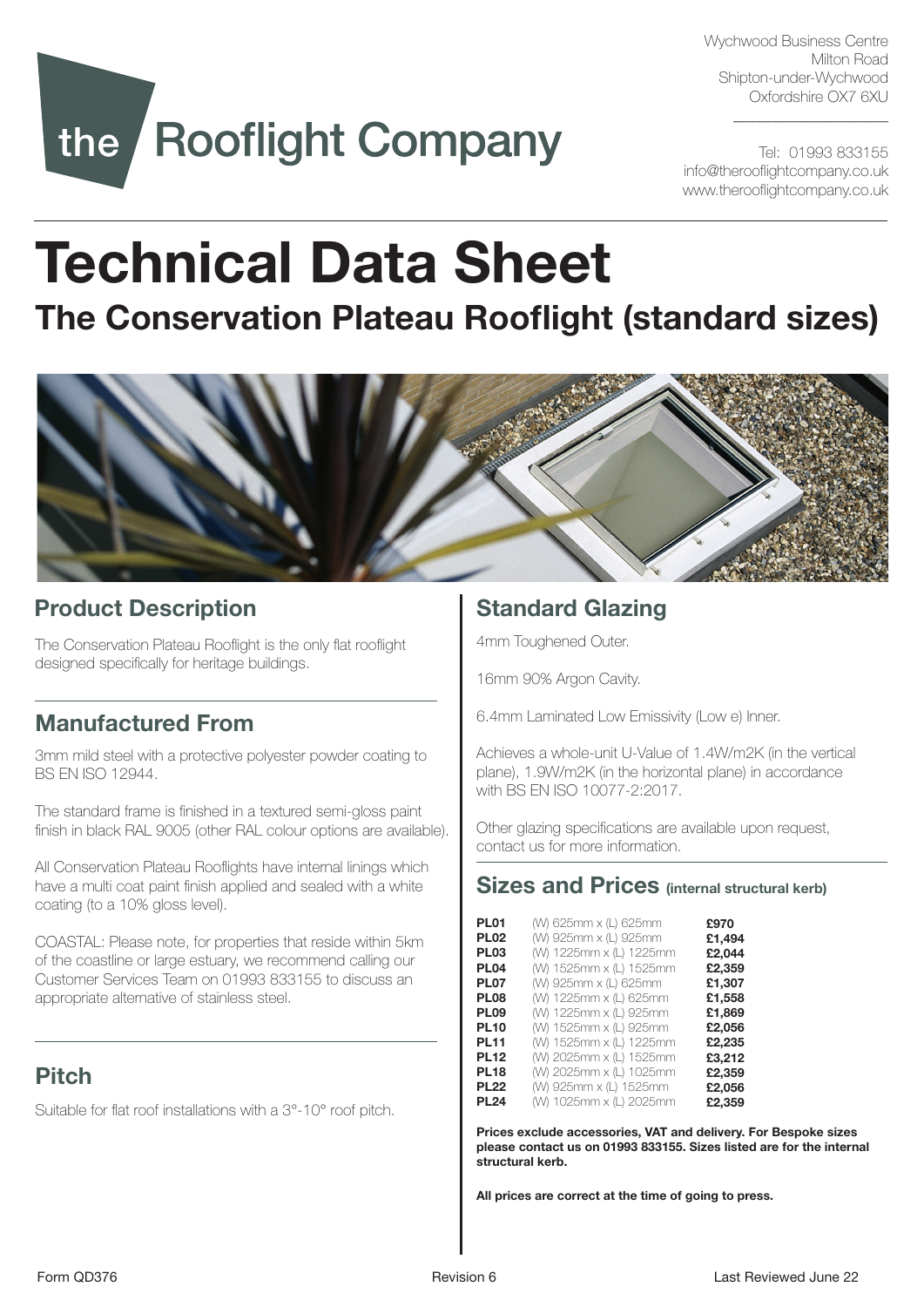the Rooflight Company

Wychwood Business Centre
Milton Road
Shipton-under-Wychwood
Oxfordshire OX7 6XU

Tel: 01993 833155
info@therooflightcompany.co.uk
www.therooflightcompany.co.uk

# Technical Data Sheet

## The Conservation Plateau Rooflight (standard sizes)

### Product Description

The Conservation Plateau Rooflight is the only flat rooflight designed specifically for heritage buildings.

### Manufactured From

3mm mild steel with a protective polyester powder coating to BS EN ISO 12944.

The standard frame is finished in a textured semi-gloss paint finish in black RAL 9005 (other RAL colour options are available).

All Conservation Plateau Rooflights have internal linings which have a multi coat paint finish applied and sealed with a white coating (to a 10% gloss level).

COASTAL: Please note, for properties that reside within 5km of the coastline or large estuary, we recommend calling our Customer Services Team on 01993 833155 to discuss an appropriate alternative of stainless steel.

### Pitch

Suitable for flat roof installations with a 3°-10° roof pitch.

### Standard Glazing

4mm Toughened Outer.

16mm 90% Argon Cavity.

6.4mm Laminated Low Emissivity (Low e) Inner.

Achieves a whole-unit U-Value of 1.4W/m2K (in the vertical plane), 1.9W/m2K (in the horizontal plane) in accordance with BS EN ISO 10077-2:2017.

Other glazing specifications are available upon request, contact us for more information.

### Sizes and Prices (internal structural kerb)

| Code | Size | Price |
|---|---|---|
| **PL01** | (W) 625mm x (L) 625mm | **£970** |
| **PL02** | (W) 925mm x (L) 925mm | **£1,494** |
| **PL03** | (W) 1225mm x (L) 1225mm | **£2,044** |
| **PL04** | (W) 1525mm x (L) 1525mm | **£2,359** |
| **PL07** | (W) 925mm x (L) 625mm | **£1,307** |
| **PL08** | (W) 1225mm x (L) 625mm | **£1,558** |
| **PL09** | (W) 1225mm x (L) 925mm | **£1,869** |
| **PL10** | (W) 1525mm x (L) 925mm | **£2,056** |
| **PL11** | (W) 1525mm x (L) 1225mm | **£2,235** |
| **PL12** | (W) 2025mm x (L) 1525mm | **£3,212** |
| **PL18** | (W) 2025mm x (L) 1025mm | **£2,359** |
| **PL22** | (W) 925mm x (L) 1525mm | **£2,056** |
| **PL24** | (W) 1025mm x (L) 2025mm | **£2,359** |

**Prices exclude accessories, VAT and delivery. For Bespoke sizes please contact us on 01993 833155. Sizes listed are for the internal structural kerb.**

**All prices are correct at the time of going to press.**

Form QD376 Revision 6 Last Reviewed June 22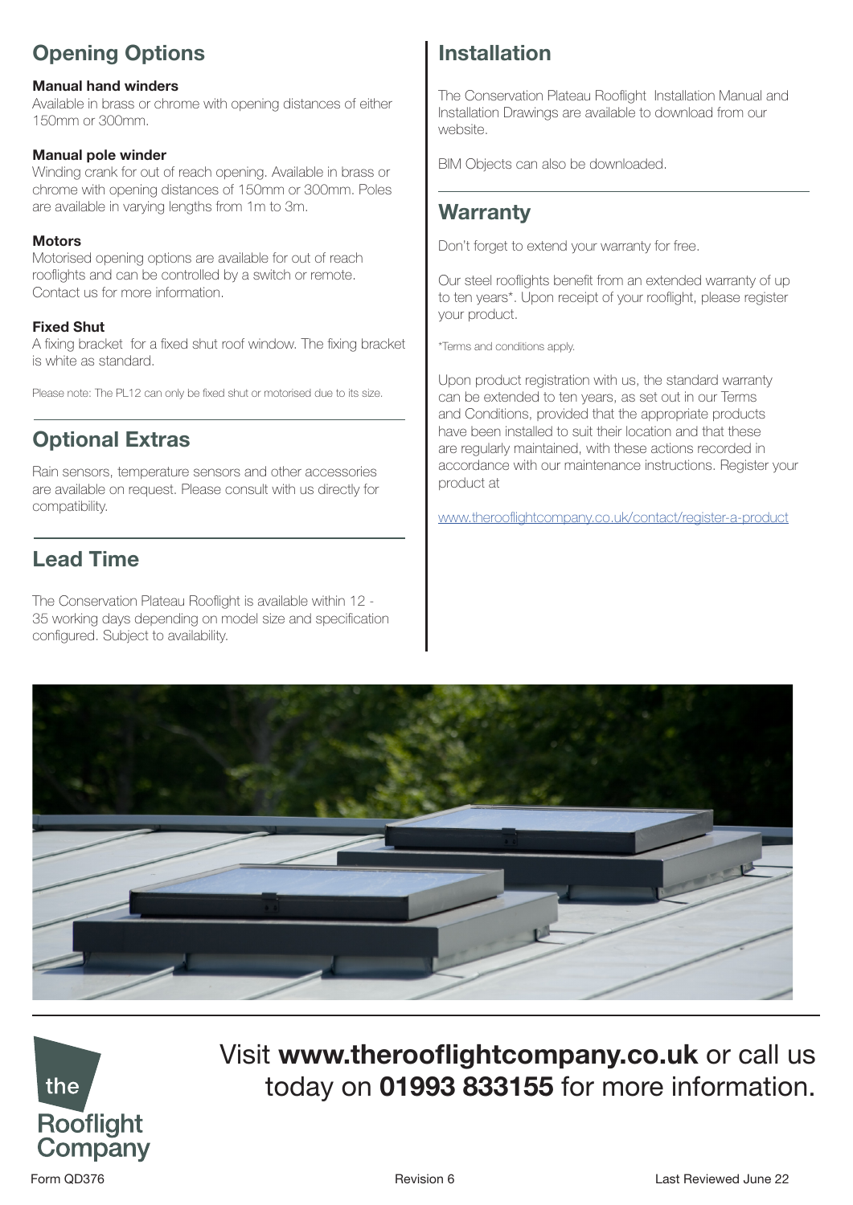## Opening Options

**Manual hand winders**
Available in brass or chrome with opening distances of either 150mm or 300mm.

**Manual pole winder**
Winding crank for out of reach opening. Available in brass or chrome with opening distances of 150mm or 300mm. Poles are available in varying lengths from 1m to 3m.

**Motors**
Motorised opening options are available for out of reach rooflights and can be controlled by a switch or remote. Contact us for more information.

**Fixed Shut**
A fixing bracket for a fixed shut roof window. The fixing bracket is white as standard.

Please note: The PL12 can only be fixed shut or motorised due to its size.

## Optional Extras

Rain sensors, temperature sensors and other accessories are available on request. Please consult with us directly for compatibility.

## Lead Time

The Conservation Plateau Rooflight is available within 12 - 35 working days depending on model size and specification configured. Subject to availability.

## Installation

The Conservation Plateau Rooflight Installation Manual and Installation Drawings are available to download from our website.

BIM Objects can also be downloaded.

## Warranty

Don't forget to extend your warranty for free.

Our steel rooflights benefit from an extended warranty of up to ten years*. Upon receipt of your rooflight, please register your product.

*Terms and conditions apply.

Upon product registration with us, the standard warranty can be extended to ten years, as set out in our Terms and Conditions, provided that the appropriate products have been installed to suit their location and that these are regularly maintained, with these actions recorded in accordance with our maintenance instructions. Register your product at

www.therooflightcompany.co.uk/contact/register-a-product

Visit **www.therooflightcompany.co.uk** or call us today on **01993 833155** for more information.

the Rooflight Company

Form QD376 Revision 6 Last Reviewed June 22